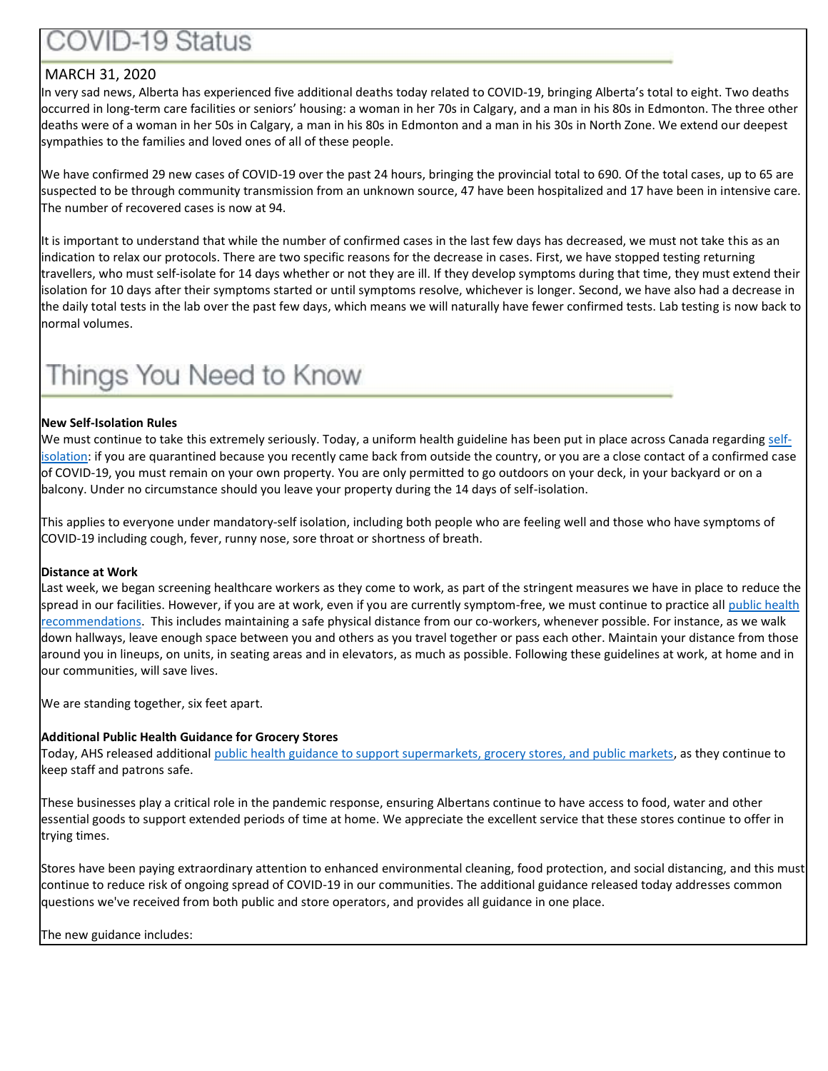# COVID-19 Status

MARCH 31, 2020

In very sad news, Alberta has experienced five additional deaths today related to COVID-19, bringing Alberta's total to eight. Two deaths occurred in long-term care facilities or seniors' housing: a woman in her 70s in Calgary, and a man in his 80s in Edmonton. The three other deaths were of a woman in her 50s in Calgary, a man in his 80s in Edmonton and a man in his 30s in North Zone. We extend our deepest sympathies to the families and loved ones of all of these people.

We have confirmed 29 new cases of COVID-19 over the past 24 hours, bringing the provincial total to 690. Of the total cases, up to 65 are suspected to be through community transmission from an unknown source, 47 have been hospitalized and 17 have been in intensive care. The number of recovered cases is now at 94.

It is important to understand that while the number of confirmed cases in the last few days has decreased, we must not take this as an indication to relax our protocols. There are two specific reasons for the decrease in cases. First, we have stopped testing returning travellers, who must self-isolate for 14 days whether or not they are ill. If they develop symptoms during that time, they must extend their isolation for 10 days after their symptoms started or until symptoms resolve, whichever is longer. Second, we have also had a decrease in the daily total tests in the lab over the past few days, which means we will naturally have fewer confirmed tests. Lab testing is now back to normal volumes.

# Things You Need to Know

**New Self-Isolation Rules**

We must continue to take this extremely seriously. Today, a uniform health guideline has been put in place across Canada regarding self-isolation: if you are quarantined because you recently came back from outside the country, or you are a close contact of a confirmed case of COVID-19, you must remain on your own property. You are only permitted to go outdoors on your deck, in your backyard or on a balcony. Under no circumstance should you leave your property during the 14 days of self-isolation.

This applies to everyone under mandatory-self isolation, including both people who are feeling well and those who have symptoms of COVID-19 including cough, fever, runny nose, sore throat or shortness of breath.

**Distance at Work**

Last week, we began screening healthcare workers as they come to work, as part of the stringent measures we have in place to reduce the spread in our facilities. However, if you are at work, even if you are currently symptom-free, we must continue to practice all public health recommendations. This includes maintaining a safe physical distance from our co-workers, whenever possible. For instance, as we walk down hallways, leave enough space between you and others as you travel together or pass each other. Maintain your distance from those around you in lineups, on units, in seating areas and in elevators, as much as possible. Following these guidelines at work, at home and in our communities, will save lives.

We are standing together, six feet apart.

**Additional Public Health Guidance for Grocery Stores**

Today, AHS released additional public health guidance to support supermarkets, grocery stores, and public markets, as they continue to keep staff and patrons safe.

These businesses play a critical role in the pandemic response, ensuring Albertans continue to have access to food, water and other essential goods to support extended periods of time at home. We appreciate the excellent service that these stores continue to offer in trying times.

Stores have been paying extraordinary attention to enhanced environmental cleaning, food protection, and social distancing, and this must continue to reduce risk of ongoing spread of COVID-19 in our communities. The additional guidance released today addresses common questions we've received from both public and store operators, and provides all guidance in one place.

The new guidance includes: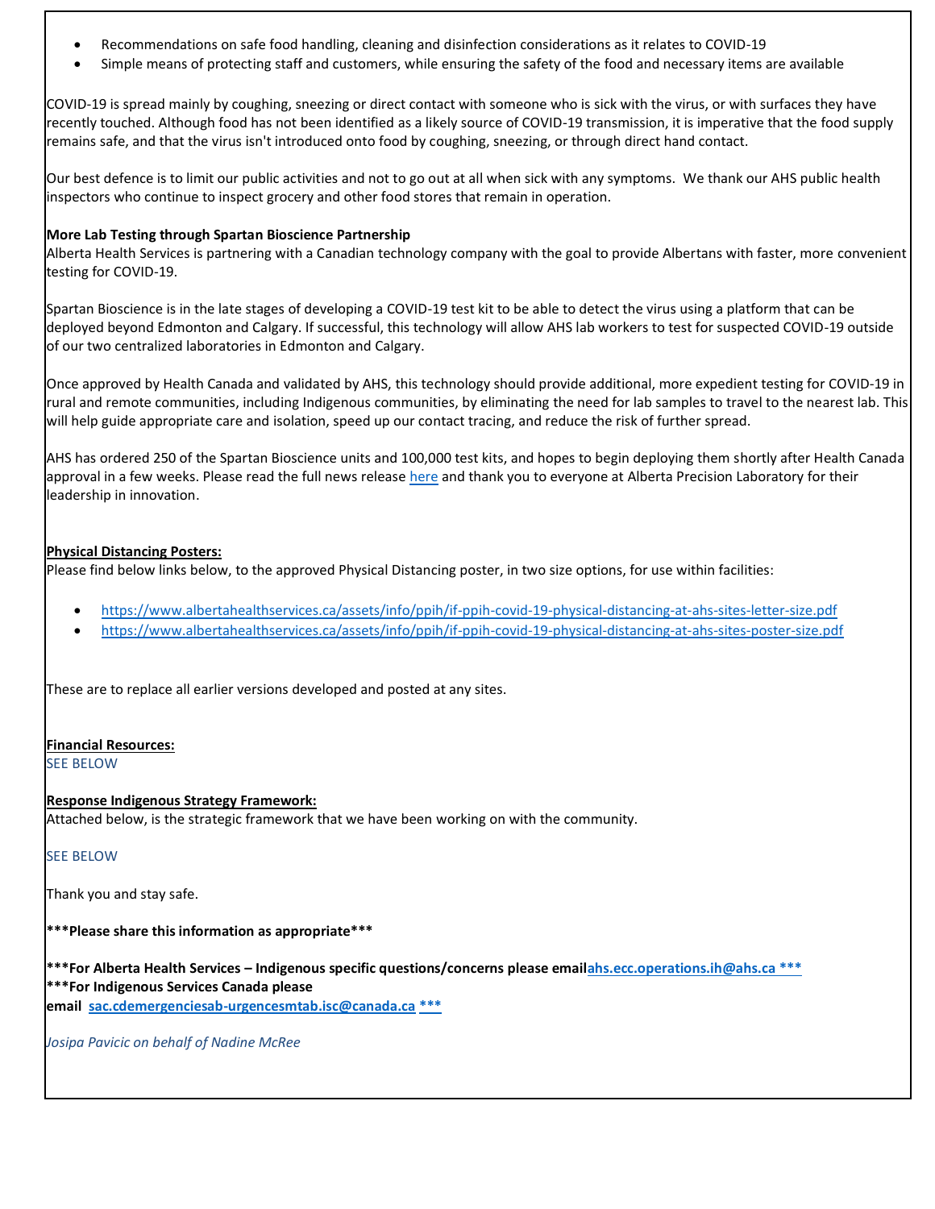- Recommendations on safe food handling, cleaning and disinfection considerations as it relates to COVID-19
- Simple means of protecting staff and customers, while ensuring the safety of the food and necessary items are available

COVID-19 is spread mainly by coughing, sneezing or direct contact with someone who is sick with the virus, or with surfaces they have recently touched. Although food has not been identified as a likely source of COVID-19 transmission, it is imperative that the food supply remains safe, and that the virus isn't introduced onto food by coughing, sneezing, or through direct hand contact.

Our best defence is to limit our public activities and not to go out at all when sick with any symptoms. We thank our AHS public health inspectors who continue to inspect grocery and other food stores that remain in operation.

**More Lab Testing through Spartan Bioscience Partnership**

Alberta Health Services is partnering with a Canadian technology company with the goal to provide Albertans with faster, more convenient testing for COVID-19.

Spartan Bioscience is in the late stages of developing a COVID-19 test kit to be able to detect the virus using a platform that can be deployed beyond Edmonton and Calgary. If successful, this technology will allow AHS lab workers to test for suspected COVID-19 outside of our two centralized laboratories in Edmonton and Calgary.

Once approved by Health Canada and validated by AHS, this technology should provide additional, more expedient testing for COVID-19 in rural and remote communities, including Indigenous communities, by eliminating the need for lab samples to travel to the nearest lab. This will help guide appropriate care and isolation, speed up our contact tracing, and reduce the risk of further spread.

AHS has ordered 250 of the Spartan Bioscience units and 100,000 test kits, and hopes to begin deploying them shortly after Health Canada approval in a few weeks. Please read the full news release here and thank you to everyone at Alberta Precision Laboratory for their leadership in innovation.

**Physical Distancing Posters:**

Please find below links below, to the approved Physical Distancing poster, in two size options, for use within facilities:

- https://www.albertahealthservices.ca/assets/info/ppih/if-ppih-covid-19-physical-distancing-at-ahs-sites-letter-size.pdf
- https://www.albertahealthservices.ca/assets/info/ppih/if-ppih-covid-19-physical-distancing-at-ahs-sites-poster-size.pdf

These are to replace all earlier versions developed and posted at any sites.

**Financial Resources:**

SEE BELOW

**Response Indigenous Strategy Framework:**

Attached below, is the strategic framework that we have been working on with the community.

SEE BELOW

Thank you and stay safe.

**\*\*\*Please share this information as appropriate\*\*\***

**\*\*\*For Alberta Health Services – Indigenous specific questions/concerns please emailahs.ecc.operations.ih@ahs.ca \*\*\***

**\*\*\*For Indigenous Services Canada please email sac.cdemergenciesab-urgencesmtab.isc@canada.ca \*\*\***

*Josipa Pavicic on behalf of Nadine McRee*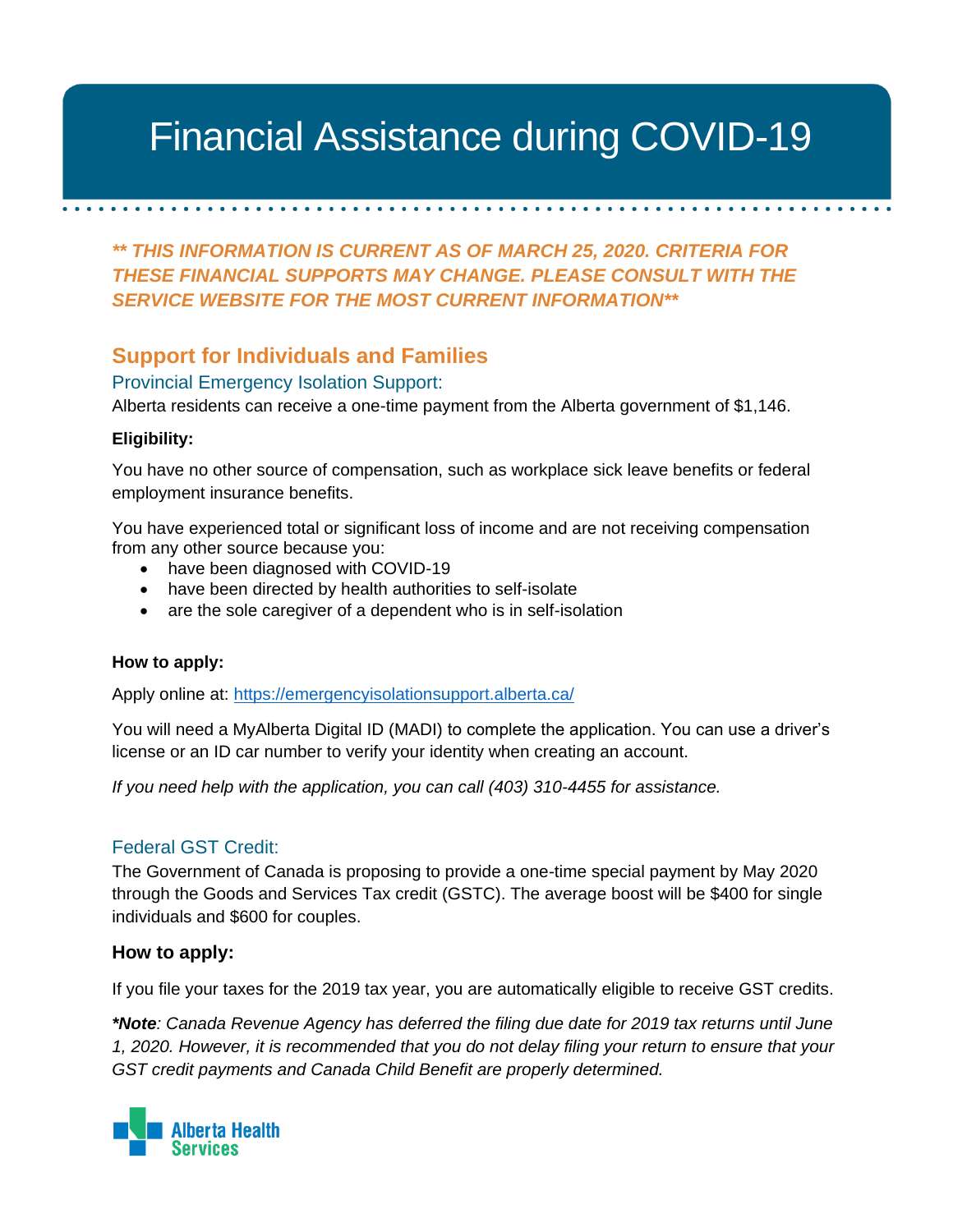# Financial Assistance during COVID-19

***\*\* THIS INFORMATION IS CURRENT AS OF MARCH 25, 2020. CRITERIA FOR THESE FINANCIAL SUPPORTS MAY CHANGE. PLEASE CONSULT WITH THE SERVICE WEBSITE FOR THE MOST CURRENT INFORMATION\*\****

## Support for Individuals and Families

### Provincial Emergency Isolation Support:

Alberta residents can receive a one-time payment from the Alberta government of $1,146.

**Eligibility:**

You have no other source of compensation, such as workplace sick leave benefits or federal employment insurance benefits.

You have experienced total or significant loss of income and are not receiving compensation from any other source because you:

- have been diagnosed with COVID-19
- have been directed by health authorities to self-isolate
- are the sole caregiver of a dependent who is in self-isolation

**How to apply:**

Apply online at: https://emergencyisolationsupport.alberta.ca/

You will need a MyAlberta Digital ID (MADI) to complete the application. You can use a driver's license or an ID car number to verify your identity when creating an account.

*If you need help with the application, you can call (403) 310-4455 for assistance.*

### Federal GST Credit:

The Government of Canada is proposing to provide a one-time special payment by May 2020 through the Goods and Services Tax credit (GSTC). The average boost will be $400 for single individuals and $600 for couples.

**How to apply:**

If you file your taxes for the 2019 tax year, you are automatically eligible to receive GST credits.

***\*Note**: Canada Revenue Agency has deferred the filing due date for 2019 tax returns until June 1, 2020. However, it is recommended that you do not delay filing your return to ensure that your GST credit payments and Canada Child Benefit are properly determined.*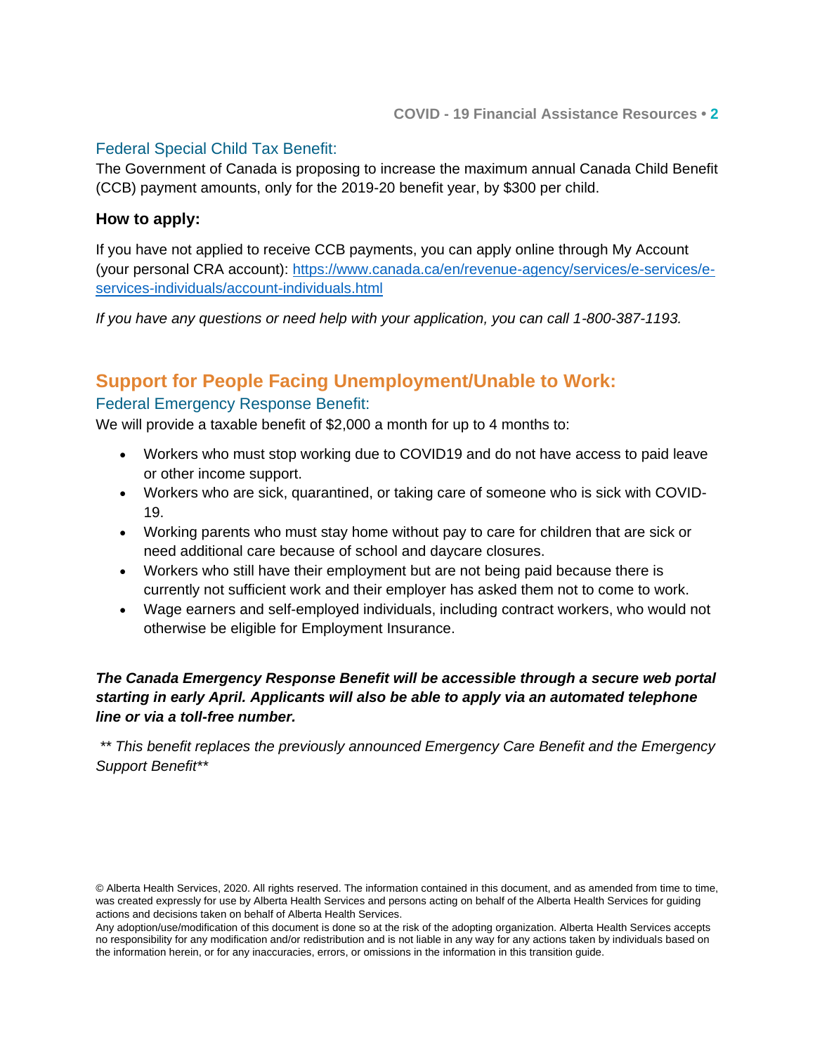### Federal Special Child Tax Benefit:

The Government of Canada is proposing to increase the maximum annual Canada Child Benefit (CCB) payment amounts, only for the 2019-20 benefit year, by $300 per child.

**How to apply:**

If you have not applied to receive CCB payments, you can apply online through My Account (your personal CRA account): [https://www.canada.ca/en/revenue-agency/services/e-services/e-services-individuals/account-individuals.html](https://www.canada.ca/en/revenue-agency/services/e-services/e-services-individuals/account-individuals.html)

*If you have any questions or need help with your application, you can call 1-800-387-1193.*

## Support for People Facing Unemployment/Unable to Work:

### Federal Emergency Response Benefit:

We will provide a taxable benefit of $2,000 a month for up to 4 months to:

- Workers who must stop working due to COVID19 and do not have access to paid leave or other income support.
- Workers who are sick, quarantined, or taking care of someone who is sick with COVID-19.
- Working parents who must stay home without pay to care for children that are sick or need additional care because of school and daycare closures.
- Workers who still have their employment but are not being paid because there is currently not sufficient work and their employer has asked them not to come to work.
- Wage earners and self-employed individuals, including contract workers, who would not otherwise be eligible for Employment Insurance.

***The Canada Emergency Response Benefit will be accessible through a secure web portal starting in early April. Applicants will also be able to apply via an automated telephone line or via a toll-free number.***

*\*\* This benefit replaces the previously announced Emergency Care Benefit and the Emergency Support Benefit\*\**

© Alberta Health Services, 2020. All rights reserved. The information contained in this document, and as amended from time to time, was created expressly for use by Alberta Health Services and persons acting on behalf of the Alberta Health Services for guiding actions and decisions taken on behalf of Alberta Health Services.
Any adoption/use/modification of this document is done so at the risk of the adopting organization. Alberta Health Services accepts no responsibility for any modification and/or redistribution and is not liable in any way for any actions taken by individuals based on the information herein, or for any inaccuracies, errors, or omissions in the information in this transition guide.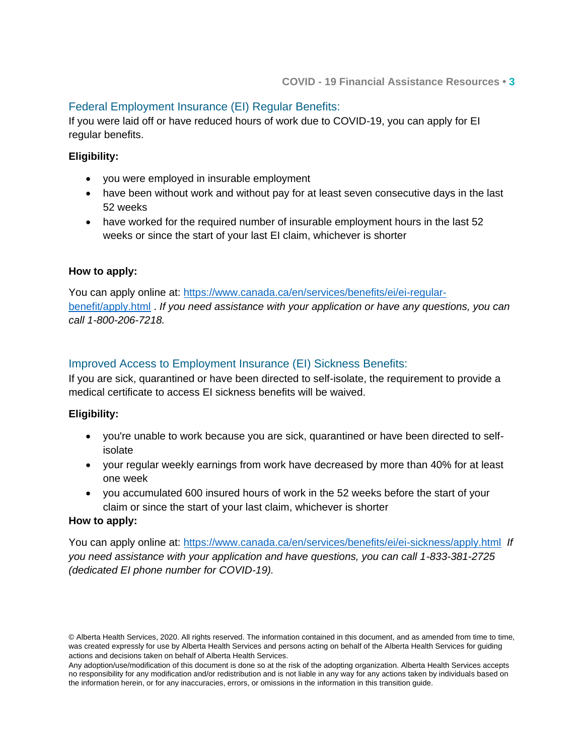## Federal Employment Insurance (EI) Regular Benefits:

If you were laid off or have reduced hours of work due to COVID-19, you can apply for EI regular benefits.

**Eligibility:**

- you were employed in insurable employment
- have been without work and without pay for at least seven consecutive days in the last 52 weeks
- have worked for the required number of insurable employment hours in the last 52 weeks or since the start of your last EI claim, whichever is shorter

**How to apply:**

You can apply online at: [https://www.canada.ca/en/services/benefits/ei/ei-regular-benefit/apply.html](https://www.canada.ca/en/services/benefits/ei/ei-regular-benefit/apply.html) . *If you need assistance with your application or have any questions, you can call 1-800-206-7218.*

## Improved Access to Employment Insurance (EI) Sickness Benefits:

If you are sick, quarantined or have been directed to self-isolate, the requirement to provide a medical certificate to access EI sickness benefits will be waived.

**Eligibility:**

- you're unable to work because you are sick, quarantined or have been directed to self-isolate
- your regular weekly earnings from work have decreased by more than 40% for at least one week
- you accumulated 600 insured hours of work in the 52 weeks before the start of your claim or since the start of your last claim, whichever is shorter

**How to apply:**

You can apply online at: [https://www.canada.ca/en/services/benefits/ei/ei-sickness/apply.html](https://www.canada.ca/en/services/benefits/ei/ei-sickness/apply.html) *If you need assistance with your application and have questions, you can call 1-833-381-2725 (dedicated EI phone number for COVID-19).*

© Alberta Health Services, 2020. All rights reserved. The information contained in this document, and as amended from time to time, was created expressly for use by Alberta Health Services and persons acting on behalf of the Alberta Health Services for guiding actions and decisions taken on behalf of Alberta Health Services.
Any adoption/use/modification of this document is done so at the risk of the adopting organization. Alberta Health Services accepts no responsibility for any modification and/or redistribution and is not liable in any way for any actions taken by individuals based on the information herein, or for any inaccuracies, errors, or omissions in the information in this transition guide.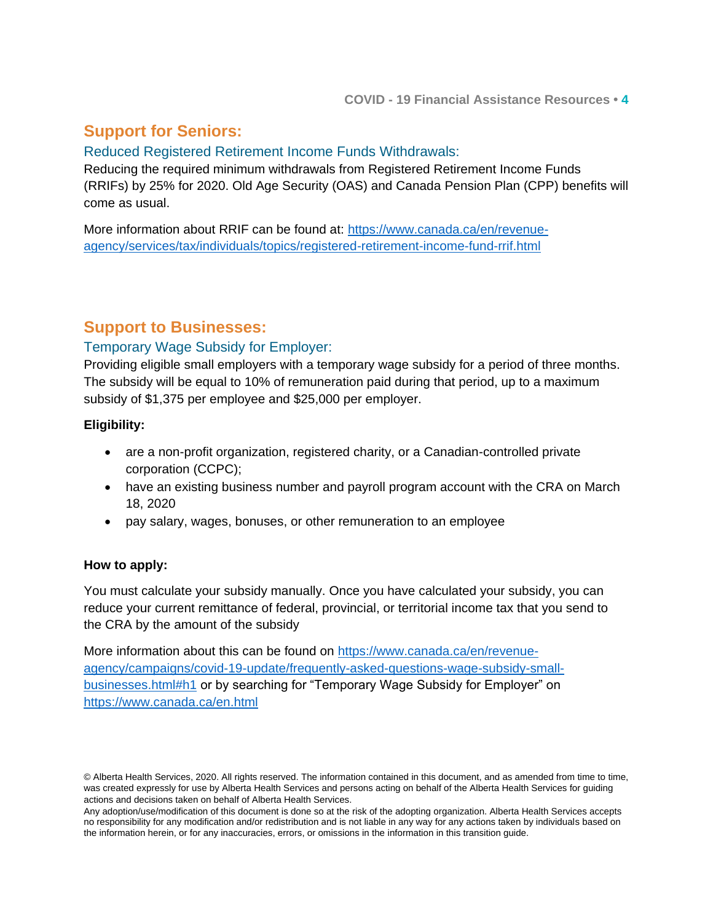## Support for Seniors:

### Reduced Registered Retirement Income Funds Withdrawals:

Reducing the required minimum withdrawals from Registered Retirement Income Funds (RRIFs) by 25% for 2020. Old Age Security (OAS) and Canada Pension Plan (CPP) benefits will come as usual.

More information about RRIF can be found at: https://www.canada.ca/en/revenue-agency/services/tax/individuals/topics/registered-retirement-income-fund-rrif.html

## Support to Businesses:

### Temporary Wage Subsidy for Employer:

Providing eligible small employers with a temporary wage subsidy for a period of three months. The subsidy will be equal to 10% of remuneration paid during that period, up to a maximum subsidy of $1,375 per employee and $25,000 per employer.

**Eligibility:**

- are a non-profit organization, registered charity, or a Canadian-controlled private corporation (CCPC);
- have an existing business number and payroll program account with the CRA on March 18, 2020
- pay salary, wages, bonuses, or other remuneration to an employee

**How to apply:**

You must calculate your subsidy manually. Once you have calculated your subsidy, you can reduce your current remittance of federal, provincial, or territorial income tax that you send to the CRA by the amount of the subsidy

More information about this can be found on https://www.canada.ca/en/revenue-agency/campaigns/covid-19-update/frequently-asked-questions-wage-subsidy-small-businesses.html#h1 or by searching for "Temporary Wage Subsidy for Employer" on https://www.canada.ca/en.html

© Alberta Health Services, 2020. All rights reserved. The information contained in this document, and as amended from time to time, was created expressly for use by Alberta Health Services and persons acting on behalf of the Alberta Health Services for guiding actions and decisions taken on behalf of Alberta Health Services.
Any adoption/use/modification of this document is done so at the risk of the adopting organization. Alberta Health Services accepts no responsibility for any modification and/or redistribution and is not liable in any way for any actions taken by individuals based on the information herein, or for any inaccuracies, errors, or omissions in the information in this transition guide.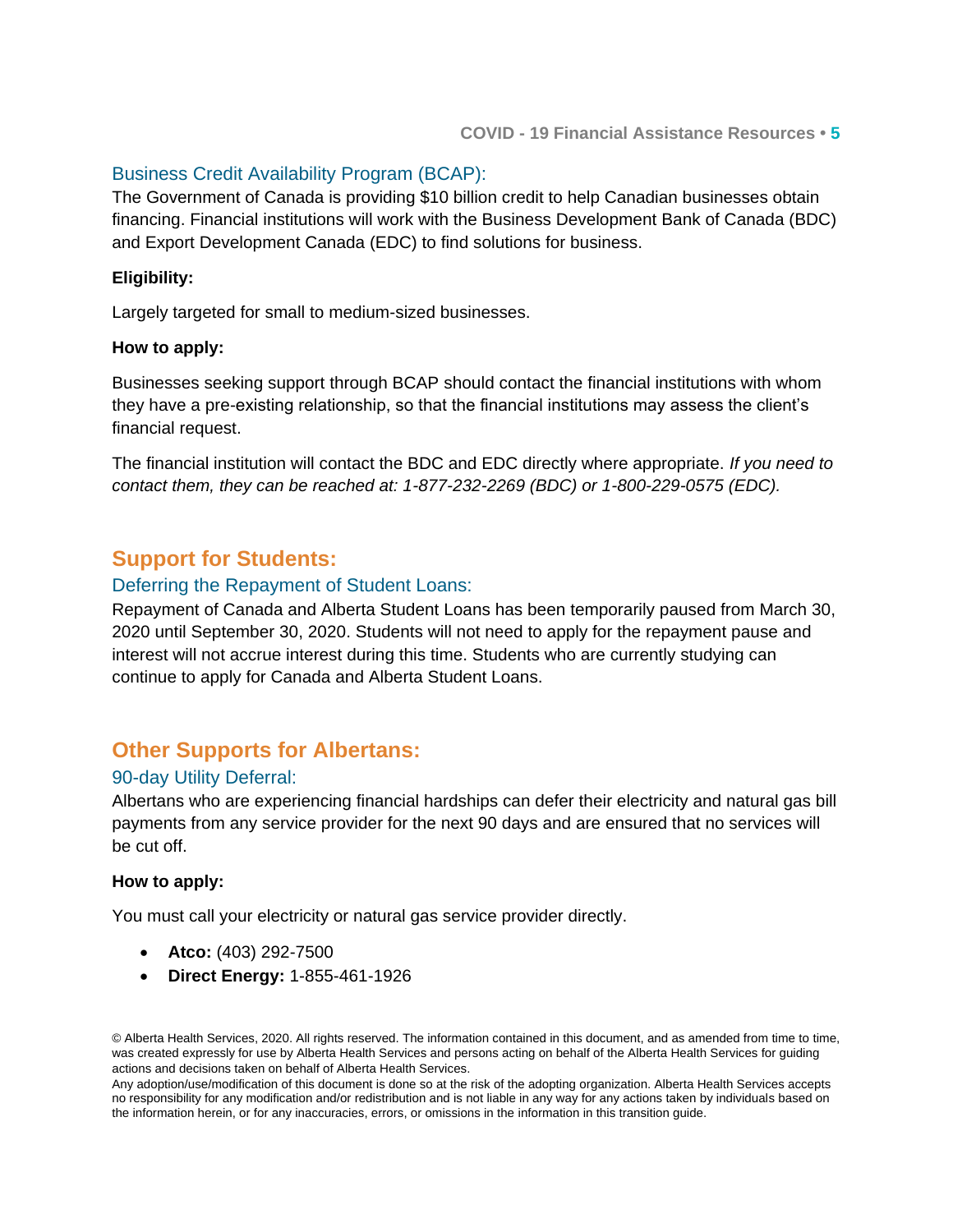### Business Credit Availability Program (BCAP):

The Government of Canada is providing $10 billion credit to help Canadian businesses obtain financing. Financial institutions will work with the Business Development Bank of Canada (BDC) and Export Development Canada (EDC) to find solutions for business.

**Eligibility:**

Largely targeted for small to medium-sized businesses.

**How to apply:**

Businesses seeking support through BCAP should contact the financial institutions with whom they have a pre-existing relationship, so that the financial institutions may assess the client's financial request.

The financial institution will contact the BDC and EDC directly where appropriate. *If you need to contact them, they can be reached at: 1-877-232-2269 (BDC) or 1-800-229-0575 (EDC).*

## Support for Students:

### Deferring the Repayment of Student Loans:

Repayment of Canada and Alberta Student Loans has been temporarily paused from March 30, 2020 until September 30, 2020. Students will not need to apply for the repayment pause and interest will not accrue interest during this time. Students who are currently studying can continue to apply for Canada and Alberta Student Loans.

## Other Supports for Albertans:

### 90-day Utility Deferral:

Albertans who are experiencing financial hardships can defer their electricity and natural gas bill payments from any service provider for the next 90 days and are ensured that no services will be cut off.

**How to apply:**

You must call your electricity or natural gas service provider directly.

- **Atco:** (403) 292-7500
- **Direct Energy:** 1-855-461-1926

© Alberta Health Services, 2020. All rights reserved. The information contained in this document, and as amended from time to time, was created expressly for use by Alberta Health Services and persons acting on behalf of the Alberta Health Services for guiding actions and decisions taken on behalf of Alberta Health Services.
Any adoption/use/modification of this document is done so at the risk of the adopting organization. Alberta Health Services accepts no responsibility for any modification and/or redistribution and is not liable in any way for any actions taken by individuals based on the information herein, or for any inaccuracies, errors, or omissions in the information in this transition guide.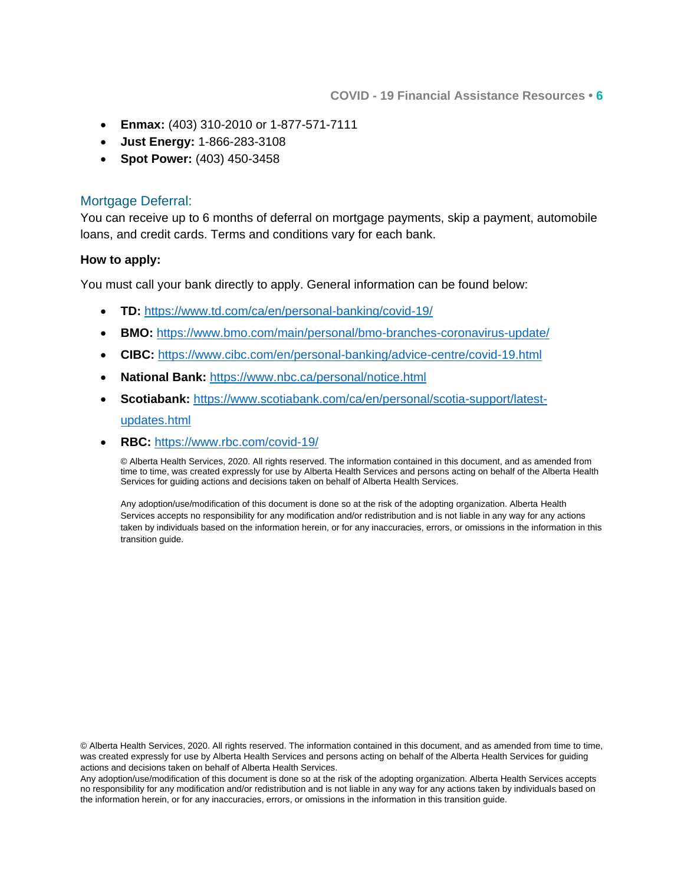- **Enmax:** (403) 310-2010 or 1-877-571-7111
- **Just Energy:** 1-866-283-3108
- **Spot Power:** (403) 450-3458

## Mortgage Deferral:

You can receive up to 6 months of deferral on mortgage payments, skip a payment, automobile loans, and credit cards. Terms and conditions vary for each bank.

**How to apply:**

You must call your bank directly to apply. General information can be found below:

- **TD:** https://www.td.com/ca/en/personal-banking/covid-19/
- **BMO:** https://www.bmo.com/main/personal/bmo-branches-coronavirus-update/
- **CIBC:** https://www.cibc.com/en/personal-banking/advice-centre/covid-19.html
- **National Bank:** https://www.nbc.ca/personal/notice.html
- **Scotiabank:** https://www.scotiabank.com/ca/en/personal/scotia-support/latest-updates.html
- **RBC:** https://www.rbc.com/covid-19/

© Alberta Health Services, 2020. All rights reserved. The information contained in this document, and as amended from time to time, was created expressly for use by Alberta Health Services and persons acting on behalf of the Alberta Health Services for guiding actions and decisions taken on behalf of Alberta Health Services.

Any adoption/use/modification of this document is done so at the risk of the adopting organization. Alberta Health Services accepts no responsibility for any modification and/or redistribution and is not liable in any way for any actions taken by individuals based on the information herein, or for any inaccuracies, errors, or omissions in the information in this transition guide.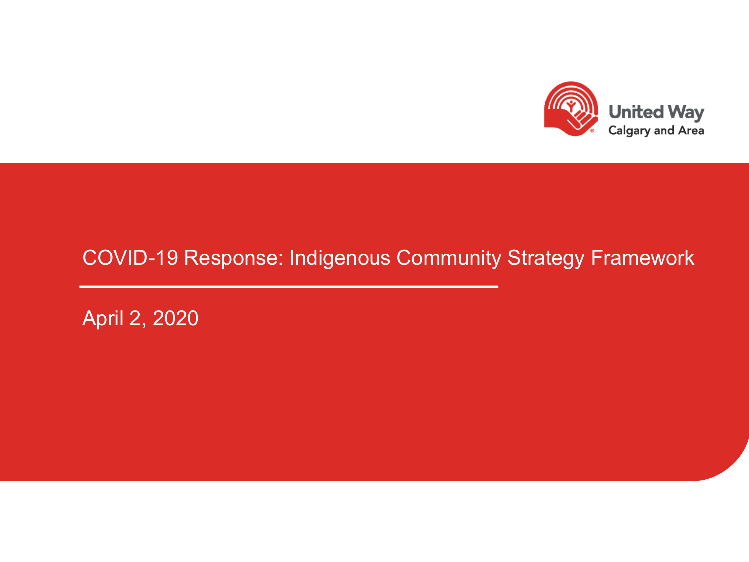United Way
Calgary and Area

# COVID-19 Response: Indigenous Community Strategy Framework

April 2, 2020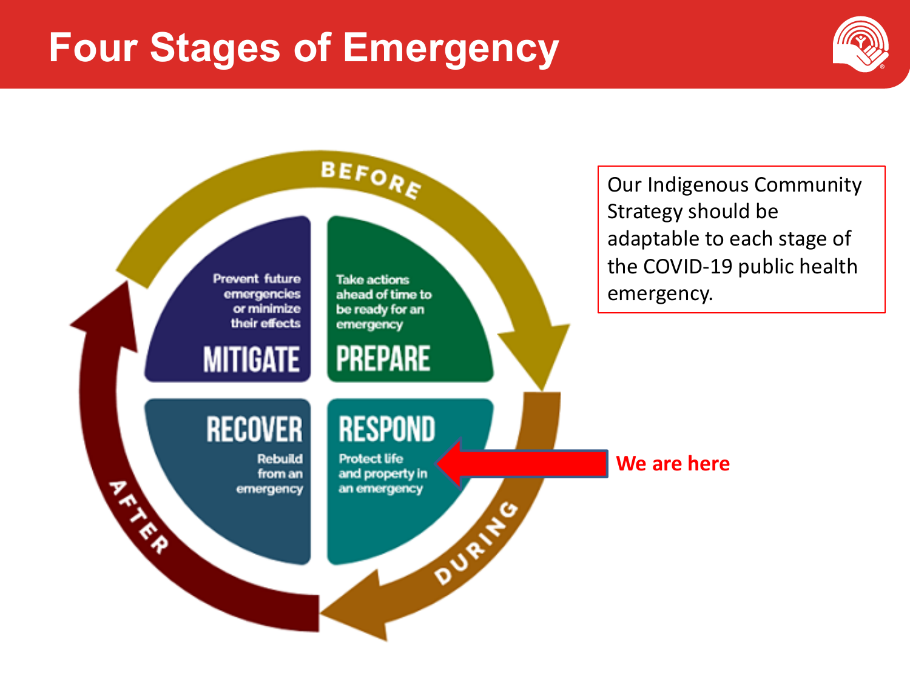# Four Stages of Emergency

BEFORE

**MITIGATE**
Prevent future emergencies or minimize their effects

**PREPARE**
Take actions ahead of time to be ready for an emergency

**RECOVER**
Rebuild from an emergency

**RESPOND**
Protect life and property in an emergency

DURING

AFTER

We are here

Our Indigenous Community Strategy should be adaptable to each stage of the COVID-19 public health emergency.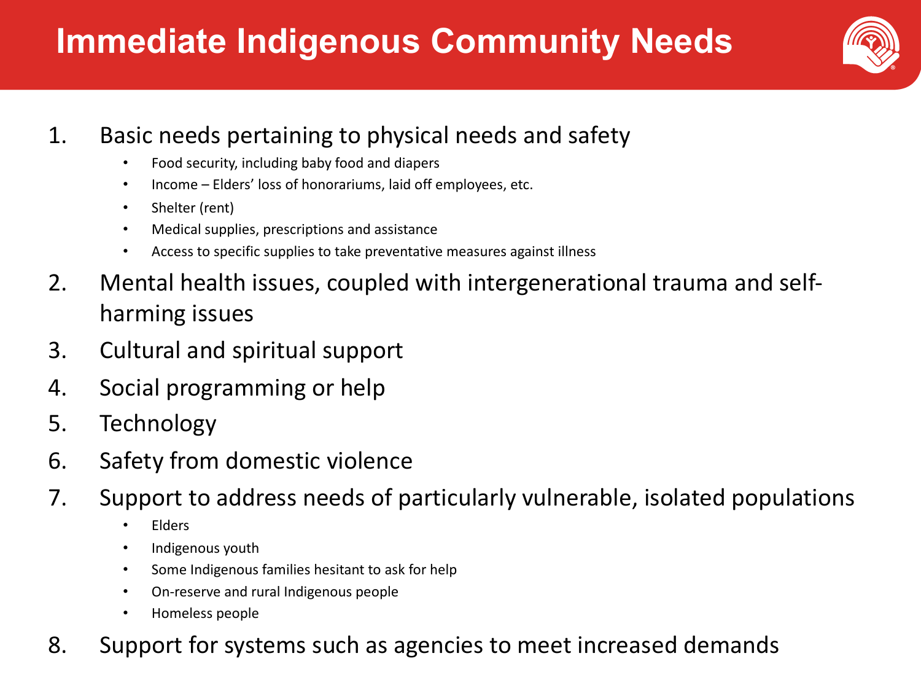# Immediate Indigenous Community Needs

1. Basic needs pertaining to physical needs and safety
   - Food security, including baby food and diapers
   - Income – Elders' loss of honorariums, laid off employees, etc.
   - Shelter (rent)
   - Medical supplies, prescriptions and assistance
   - Access to specific supplies to take preventative measures against illness
2. Mental health issues, coupled with intergenerational trauma and self-harming issues
3. Cultural and spiritual support
4. Social programming or help
5. Technology
6. Safety from domestic violence
7. Support to address needs of particularly vulnerable, isolated populations
   - Elders
   - Indigenous youth
   - Some Indigenous families hesitant to ask for help
   - On-reserve and rural Indigenous people
   - Homeless people
8. Support for systems such as agencies to meet increased demands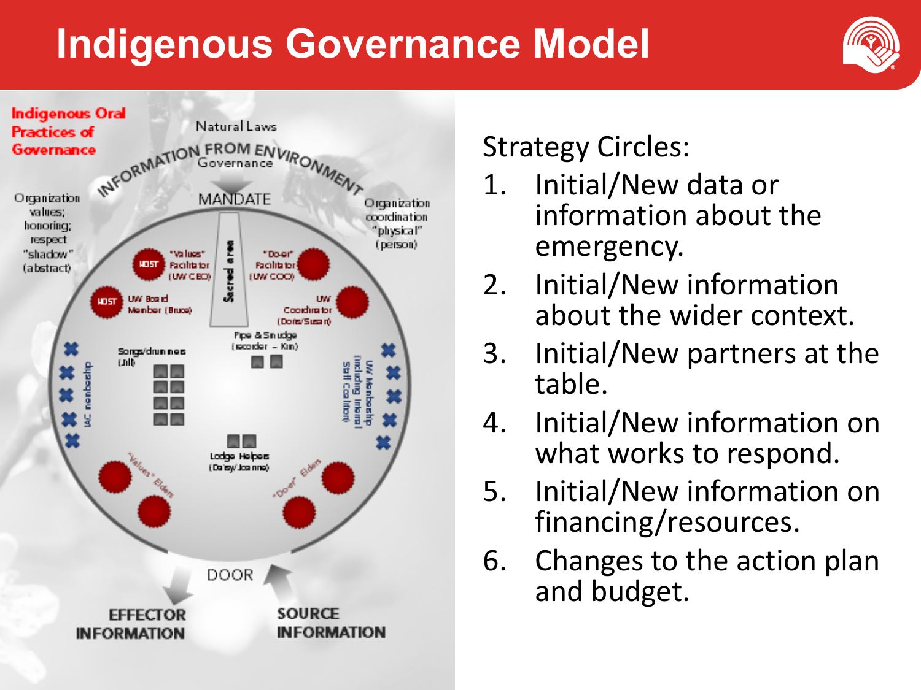# Indigenous Governance Model

Indigenous Oral Practices of Governance

Natural Laws

INFORMATION FROM ENVIRONMENT

Governance

MANDATE

Organization values; honoring; respect "shadow" (abstract)

Organization coordination "physical" (person)

Sacred area

HOST "Values" Facilitator (UW CEO)

"Do-er" Facilitator (UW COO)

HOST UW Board Member (Bruce)

UW Coordinator (Doris/Susan)

Pipe & Smudge (recorder – Kim)

Songs/drummers (Jill)

IAC membership

UW Membership (including internal Staff Coalition)

Lodge Helpers (Daisy/Joanne)

"Values" Elders

"Do-er" Elders

DOOR

EFFECTOR INFORMATION

SOURCE INFORMATION

Strategy Circles:

1. Initial/New data or information about the emergency.
2. Initial/New information about the wider context.
3. Initial/New partners at the table.
4. Initial/New information on what works to respond.
5. Initial/New information on financing/resources.
6. Changes to the action plan and budget.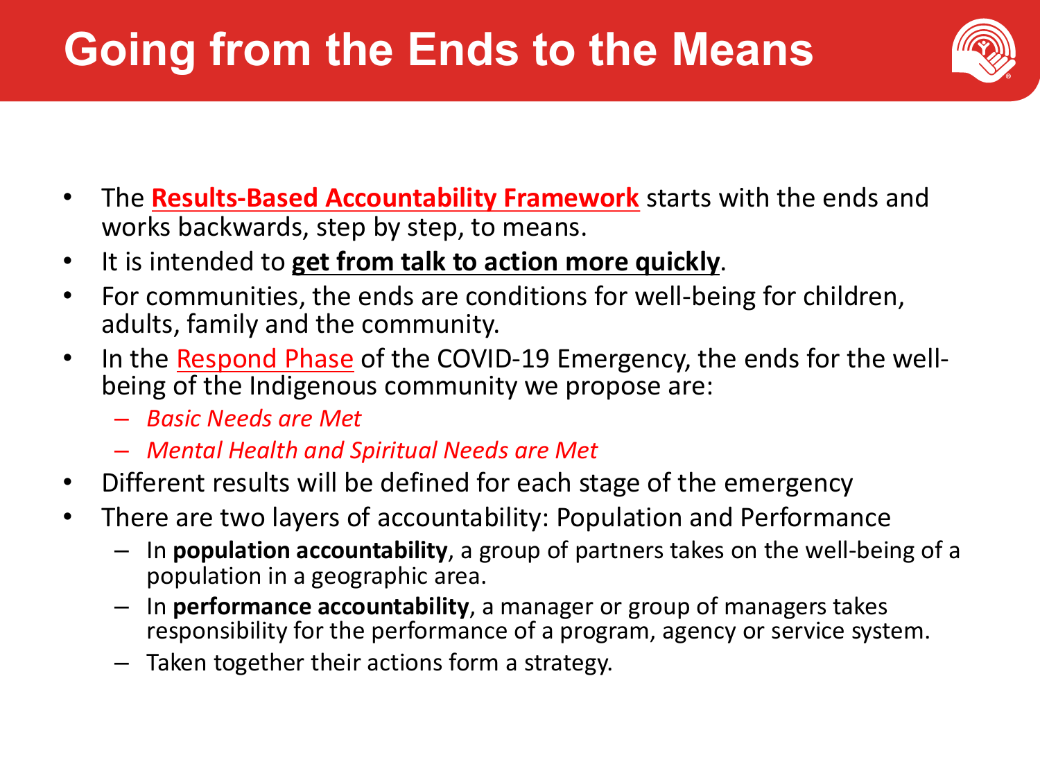# Going from the Ends to the Means

- The **Results-Based Accountability Framework** starts with the ends and works backwards, step by step, to means.
- It is intended to **get from talk to action more quickly**.
- For communities, the ends are conditions for well-being for children, adults, family and the community.
- In the Respond Phase of the COVID-19 Emergency, the ends for the well-being of the Indigenous community we propose are:
  - *Basic Needs are Met*
  - *Mental Health and Spiritual Needs are Met*
- Different results will be defined for each stage of the emergency
- There are two layers of accountability: Population and Performance
  - In **population accountability**, a group of partners takes on the well-being of a population in a geographic area.
  - In **performance accountability**, a manager or group of managers takes responsibility for the performance of a program, agency or service system.
  - Taken together their actions form a strategy.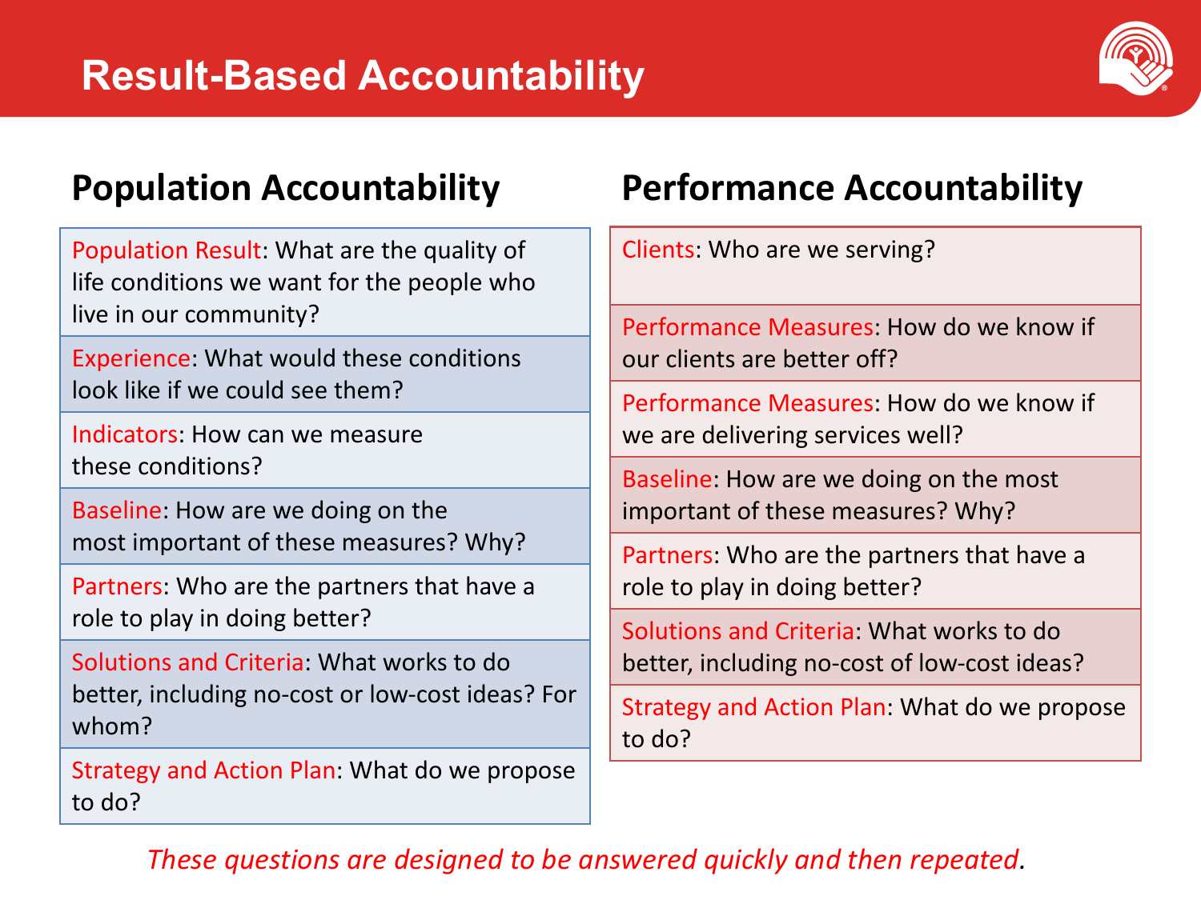# Result-Based Accountability

## Population Accountability

- Population Result: What are the quality of life conditions we want for the people who live in our community?
- Experience: What would these conditions look like if we could see them?
- Indicators: How can we measure these conditions?
- Baseline: How are we doing on the most important of these measures? Why?
- Partners: Who are the partners that have a role to play in doing better?
- Solutions and Criteria: What works to do better, including no-cost or low-cost ideas? For whom?
- Strategy and Action Plan: What do we propose to do?

## Performance Accountability

- Clients: Who are we serving?
- Performance Measures: How do we know if our clients are better off?
- Performance Measures: How do we know if we are delivering services well?
- Baseline: How are we doing on the most important of these measures? Why?
- Partners: Who are the partners that have a role to play in doing better?
- Solutions and Criteria: What works to do better, including no-cost of low-cost ideas?
- Strategy and Action Plan: What do we propose to do?

*These questions are designed to be answered quickly and then repeated.*